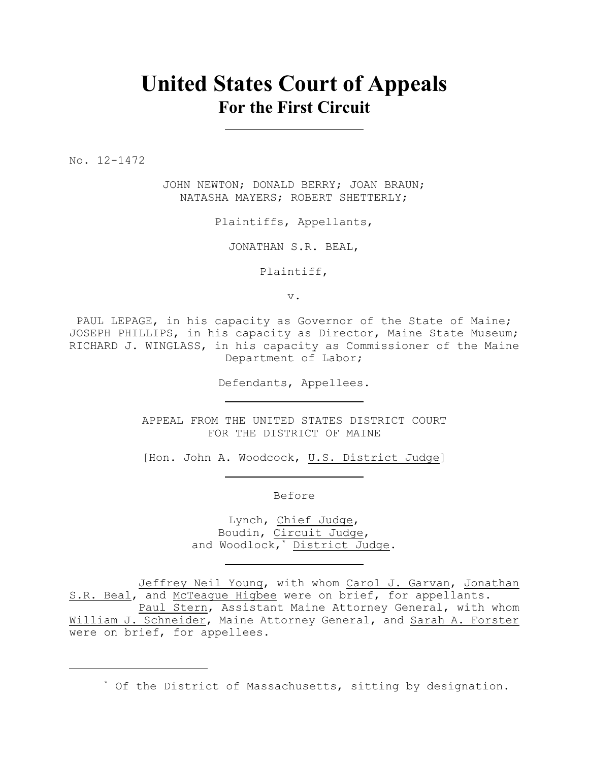# United States Court of Appeals
## For the First Circuit

No. 12-1472

JOHN NEWTON; DONALD BERRY; JOAN BRAUN;
NATASHA MAYERS; ROBERT SHETTERLY;

Plaintiffs, Appellants,

JONATHAN S.R. BEAL,

Plaintiff,

v.

PAUL LEPAGE, in his capacity as Governor of the State of Maine;
JOSEPH PHILLIPS, in his capacity as Director, Maine State Museum;
RICHARD J. WINGLASS, in his capacity as Commissioner of the Maine
Department of Labor;

Defendants, Appellees.

APPEAL FROM THE UNITED STATES DISTRICT COURT
FOR THE DISTRICT OF MAINE

[Hon. John A. Woodcock, U.S. District Judge]

Before

Lynch, Chief Judge,
Boudin, Circuit Judge,
and Woodlock,* District Judge.

Jeffrey Neil Young, with whom Carol J. Garvan, Jonathan S.R. Beal, and McTeague Higbee were on brief, for appellants.
Paul Stern, Assistant Maine Attorney General, with whom William J. Schneider, Maine Attorney General, and Sarah A. Forster were on brief, for appellees.

* Of the District of Massachusetts, sitting by designation.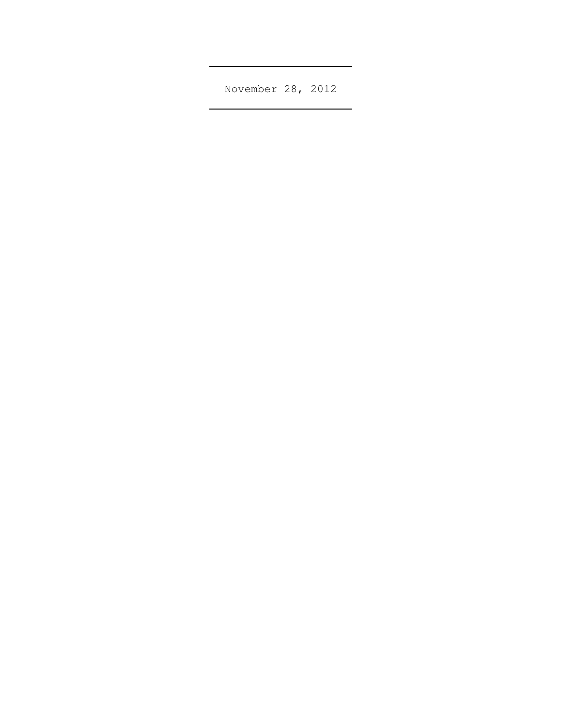November 28, 2012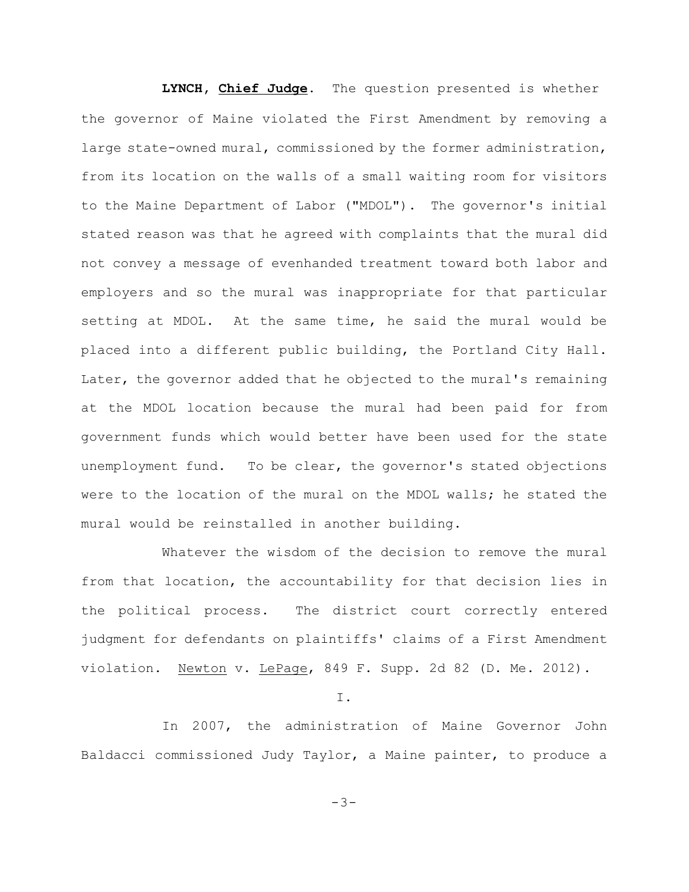**LYNCH, Chief Judge**. The question presented is whether the governor of Maine violated the First Amendment by removing a large state-owned mural, commissioned by the former administration, from its location on the walls of a small waiting room for visitors to the Maine Department of Labor ("MDOL"). The governor's initial stated reason was that he agreed with complaints that the mural did not convey a message of evenhanded treatment toward both labor and employers and so the mural was inappropriate for that particular setting at MDOL. At the same time, he said the mural would be placed into a different public building, the Portland City Hall. Later, the governor added that he objected to the mural's remaining at the MDOL location because the mural had been paid for from government funds which would better have been used for the state unemployment fund. To be clear, the governor's stated objections were to the location of the mural on the MDOL walls; he stated the mural would be reinstalled in another building.

Whatever the wisdom of the decision to remove the mural from that location, the accountability for that decision lies in the political process. The district court correctly entered judgment for defendants on plaintiffs' claims of a First Amendment violation. Newton v. LePage, 849 F. Supp. 2d 82 (D. Me. 2012).

I.

In 2007, the administration of Maine Governor John Baldacci commissioned Judy Taylor, a Maine painter, to produce a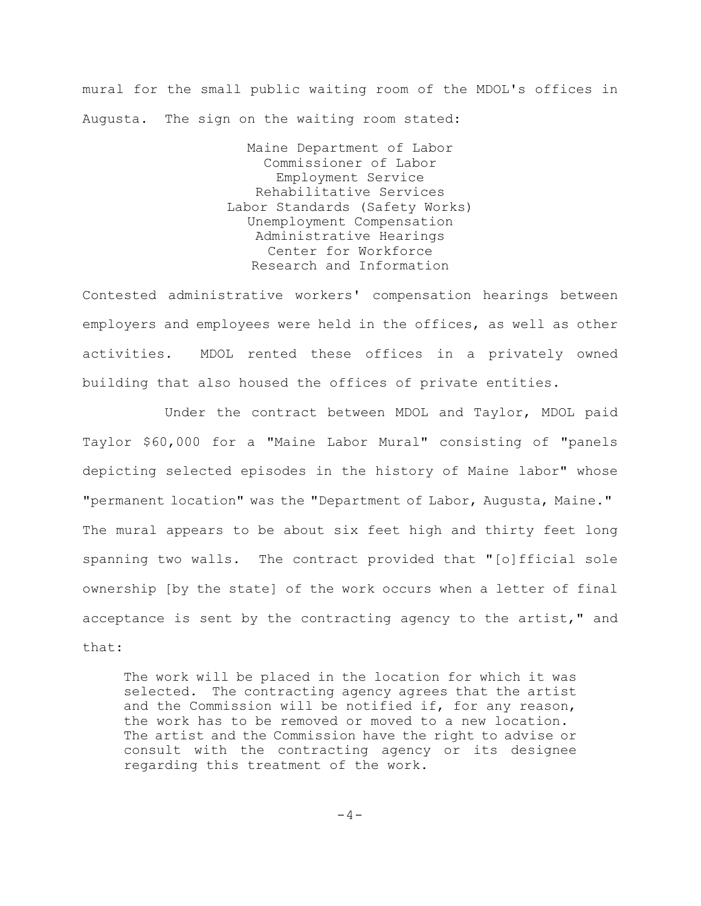mural for the small public waiting room of the MDOL's offices in Augusta. The sign on the waiting room stated:

> Maine Department of Labor
> Commissioner of Labor
> Employment Service
> Rehabilitative Services
> Labor Standards (Safety Works)
> Unemployment Compensation
> Administrative Hearings
> Center for Workforce
> Research and Information

Contested administrative workers' compensation hearings between employers and employees were held in the offices, as well as other activities. MDOL rented these offices in a privately owned building that also housed the offices of private entities.

Under the contract between MDOL and Taylor, MDOL paid Taylor $60,000 for a "Maine Labor Mural" consisting of "panels depicting selected episodes in the history of Maine labor" whose "permanent location" was the "Department of Labor, Augusta, Maine." The mural appears to be about six feet high and thirty feet long spanning two walls. The contract provided that "[o]fficial sole ownership [by the state] of the work occurs when a letter of final acceptance is sent by the contracting agency to the artist," and that:

> The work will be placed in the location for which it was selected. The contracting agency agrees that the artist and the Commission will be notified if, for any reason, the work has to be removed or moved to a new location. The artist and the Commission have the right to advise or consult with the contracting agency or its designee regarding this treatment of the work.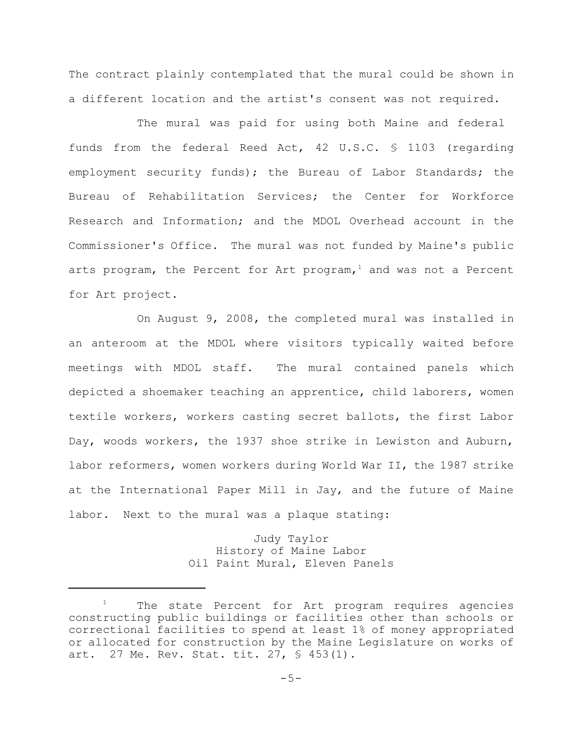The contract plainly contemplated that the mural could be shown in a different location and the artist's consent was not required.

The mural was paid for using both Maine and federal funds from the federal Reed Act, 42 U.S.C. § 1103 (regarding employment security funds); the Bureau of Labor Standards; the Bureau of Rehabilitation Services; the Center for Workforce Research and Information; and the MDOL Overhead account in the Commissioner's Office. The mural was not funded by Maine's public arts program, the Percent for Art program,[1] and was not a Percent for Art project.

On August 9, 2008, the completed mural was installed in an anteroom at the MDOL where visitors typically waited before meetings with MDOL staff. The mural contained panels which depicted a shoemaker teaching an apprentice, child laborers, women textile workers, workers casting secret ballots, the first Labor Day, woods workers, the 1937 shoe strike in Lewiston and Auburn, labor reformers, women workers during World War II, the 1987 strike at the International Paper Mill in Jay, and the future of Maine labor. Next to the mural was a plaque stating:

> Judy Taylor
> History of Maine Labor
> Oil Paint Mural, Eleven Panels

---

[1] The state Percent for Art program requires agencies constructing public buildings or facilities other than schools or correctional facilities to spend at least 1% of money appropriated or allocated for construction by the Maine Legislature on works of art. 27 Me. Rev. Stat. tit. 27, § 453(1).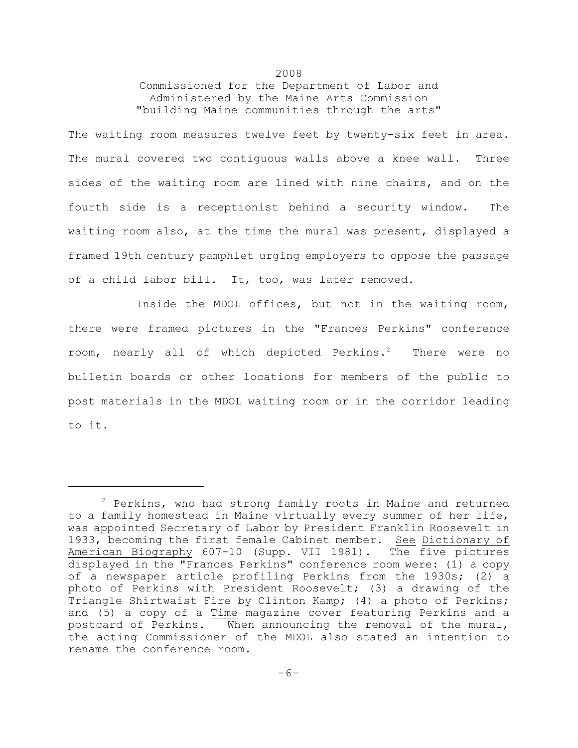2008
Commissioned for the Department of Labor and
Administered by the Maine Arts Commission
"building Maine communities through the arts"

The waiting room measures twelve feet by twenty-six feet in area. The mural covered two contiguous walls above a knee wall. Three sides of the waiting room are lined with nine chairs, and on the fourth side is a receptionist behind a security window. The waiting room also, at the time the mural was present, displayed a framed 19th century pamphlet urging employers to oppose the passage of a child labor bill. It, too, was later removed.

Inside the MDOL offices, but not in the waiting room, there were framed pictures in the "Frances Perkins" conference room, nearly all of which depicted Perkins.[2] There were no bulletin boards or other locations for members of the public to post materials in the MDOL waiting room or in the corridor leading to it.

---

[2] Perkins, who had strong family roots in Maine and returned to a family homestead in Maine virtually every summer of her life, was appointed Secretary of Labor by President Franklin Roosevelt in 1933, becoming the first female Cabinet member. See Dictionary of American Biography 607-10 (Supp. VII 1981). The five pictures displayed in the "Frances Perkins" conference room were: (1) a copy of a newspaper article profiling Perkins from the 1930s; (2) a photo of Perkins with President Roosevelt; (3) a drawing of the Triangle Shirtwaist Fire by Clinton Kamp; (4) a photo of Perkins; and (5) a copy of a Time magazine cover featuring Perkins and a postcard of Perkins. When announcing the removal of the mural, the acting Commissioner of the MDOL also stated an intention to rename the conference room.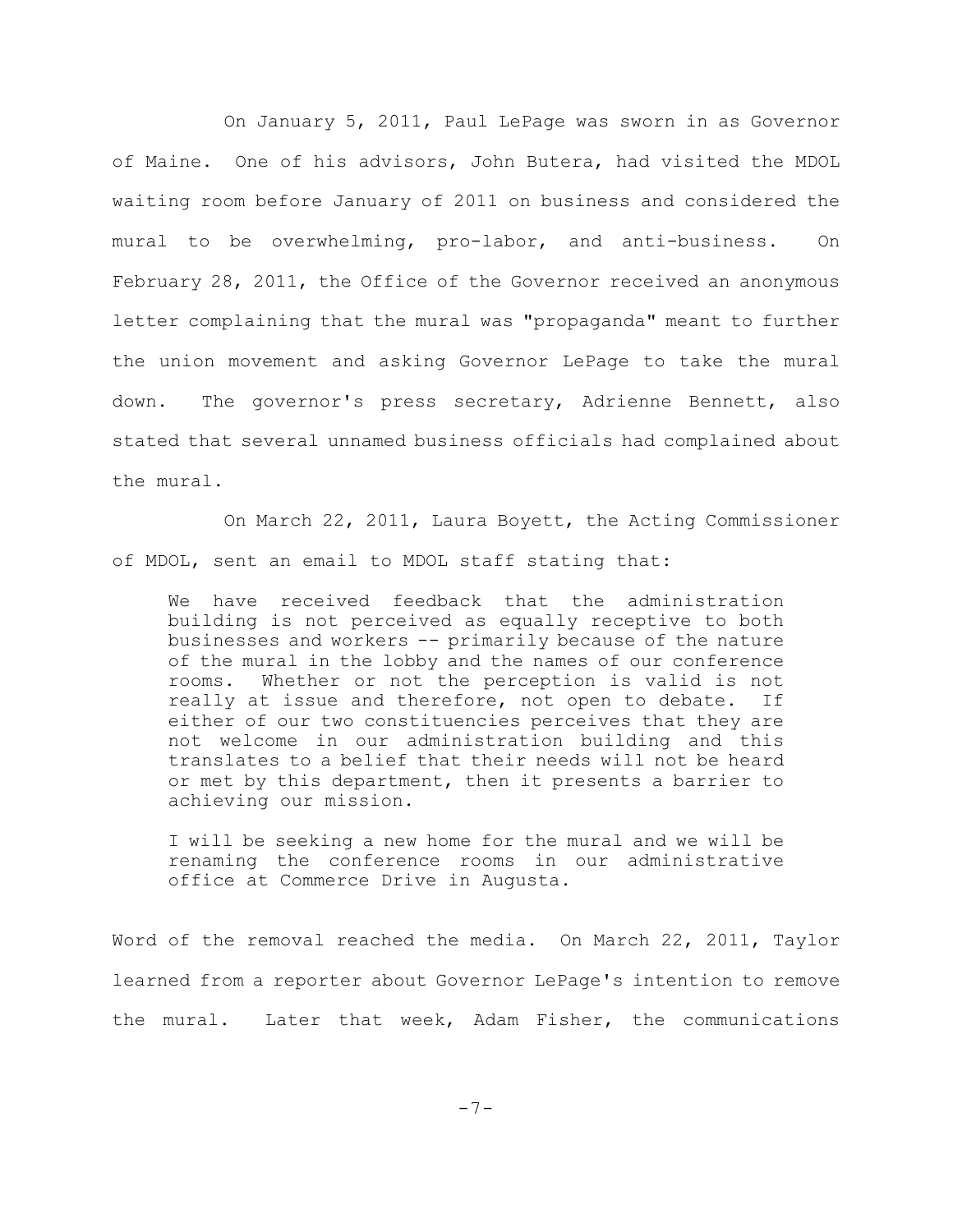On January 5, 2011, Paul LePage was sworn in as Governor of Maine. One of his advisors, John Butera, had visited the MDOL waiting room before January of 2011 on business and considered the mural to be overwhelming, pro-labor, and anti-business. On February 28, 2011, the Office of the Governor received an anonymous letter complaining that the mural was "propaganda" meant to further the union movement and asking Governor LePage to take the mural down. The governor's press secretary, Adrienne Bennett, also stated that several unnamed business officials had complained about the mural.

On March 22, 2011, Laura Boyett, the Acting Commissioner of MDOL, sent an email to MDOL staff stating that:

> We have received feedback that the administration building is not perceived as equally receptive to both businesses and workers -- primarily because of the nature of the mural in the lobby and the names of our conference rooms. Whether or not the perception is valid is not really at issue and therefore, not open to debate. If either of our two constituencies perceives that they are not welcome in our administration building and this translates to a belief that their needs will not be heard or met by this department, then it presents a barrier to achieving our mission.
>
> I will be seeking a new home for the mural and we will be renaming the conference rooms in our administrative office at Commerce Drive in Augusta.

Word of the removal reached the media. On March 22, 2011, Taylor learned from a reporter about Governor LePage's intention to remove the mural. Later that week, Adam Fisher, the communications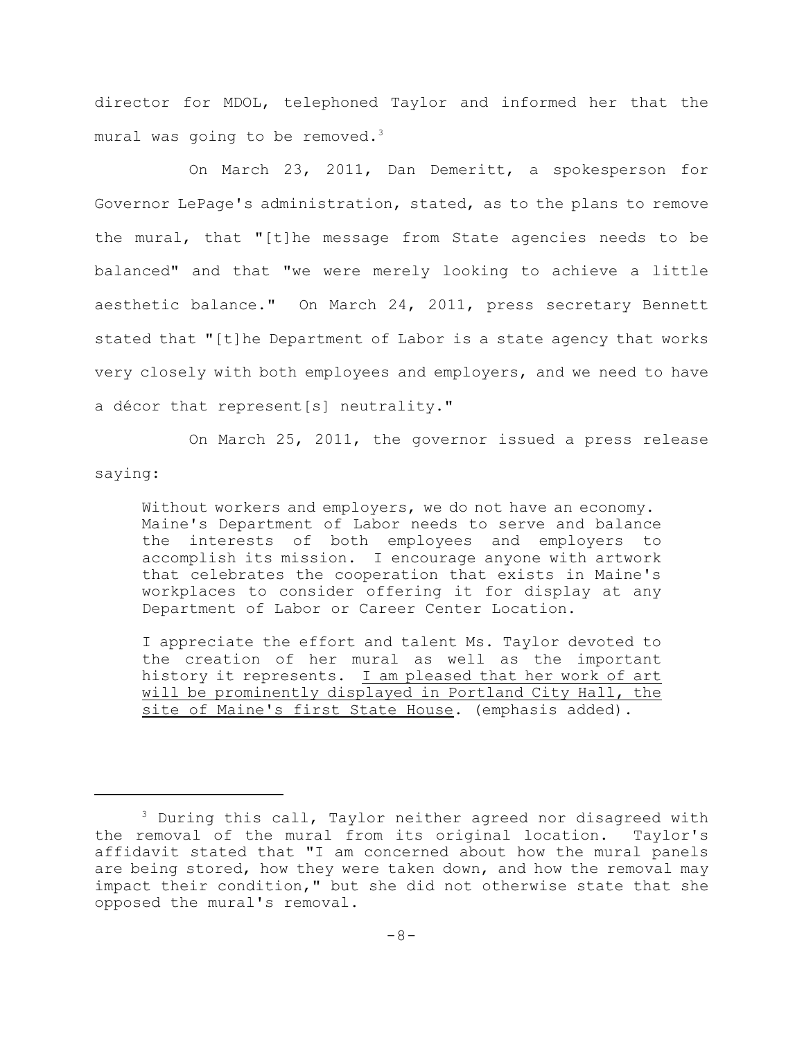director for MDOL, telephoned Taylor and informed her that the mural was going to be removed.[3]

On March 23, 2011, Dan Demeritt, a spokesperson for Governor LePage's administration, stated, as to the plans to remove the mural, that "[t]he message from State agencies needs to be balanced" and that "we were merely looking to achieve a little aesthetic balance." On March 24, 2011, press secretary Bennett stated that "[t]he Department of Labor is a state agency that works very closely with both employees and employers, and we need to have a décor that represent[s] neutrality."

On March 25, 2011, the governor issued a press release saying:

> Without workers and employers, we do not have an economy. Maine's Department of Labor needs to serve and balance the interests of both employees and employers to accomplish its mission. I encourage anyone with artwork that celebrates the cooperation that exists in Maine's workplaces to consider offering it for display at any Department of Labor or Career Center Location.
>
> I appreciate the effort and talent Ms. Taylor devoted to the creation of her mural as well as the important history it represents. <u>I am pleased that her work of art will be prominently displayed in Portland City Hall, the site of Maine's first State House</u>. (emphasis added).

---

[3] During this call, Taylor neither agreed nor disagreed with the removal of the mural from its original location. Taylor's affidavit stated that "I am concerned about how the mural panels are being stored, how they were taken down, and how the removal may impact their condition," but she did not otherwise state that she opposed the mural's removal.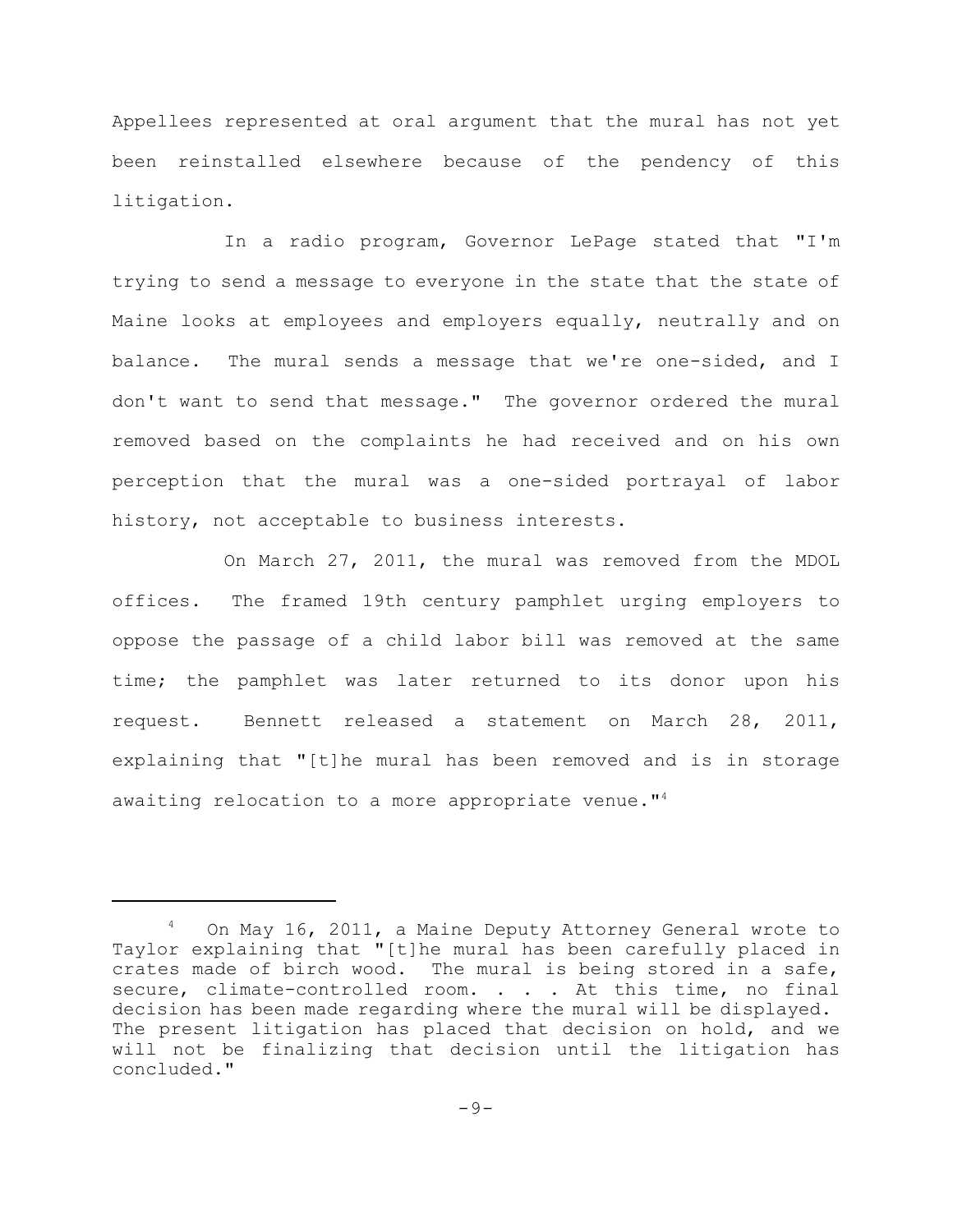Appellees represented at oral argument that the mural has not yet been reinstalled elsewhere because of the pendency of this litigation.

In a radio program, Governor LePage stated that "I'm trying to send a message to everyone in the state that the state of Maine looks at employees and employers equally, neutrally and on balance. The mural sends a message that we're one-sided, and I don't want to send that message." The governor ordered the mural removed based on the complaints he had received and on his own perception that the mural was a one-sided portrayal of labor history, not acceptable to business interests.

On March 27, 2011, the mural was removed from the MDOL offices. The framed 19th century pamphlet urging employers to oppose the passage of a child labor bill was removed at the same time; the pamphlet was later returned to its donor upon his request. Bennett released a statement on March 28, 2011, explaining that "[t]he mural has been removed and is in storage awaiting relocation to a more appropriate venue."[4]

---

[4] On May 16, 2011, a Maine Deputy Attorney General wrote to Taylor explaining that "[t]he mural has been carefully placed in crates made of birch wood. The mural is being stored in a safe, secure, climate-controlled room. . . . At this time, no final decision has been made regarding where the mural will be displayed. The present litigation has placed that decision on hold, and we will not be finalizing that decision until the litigation has concluded."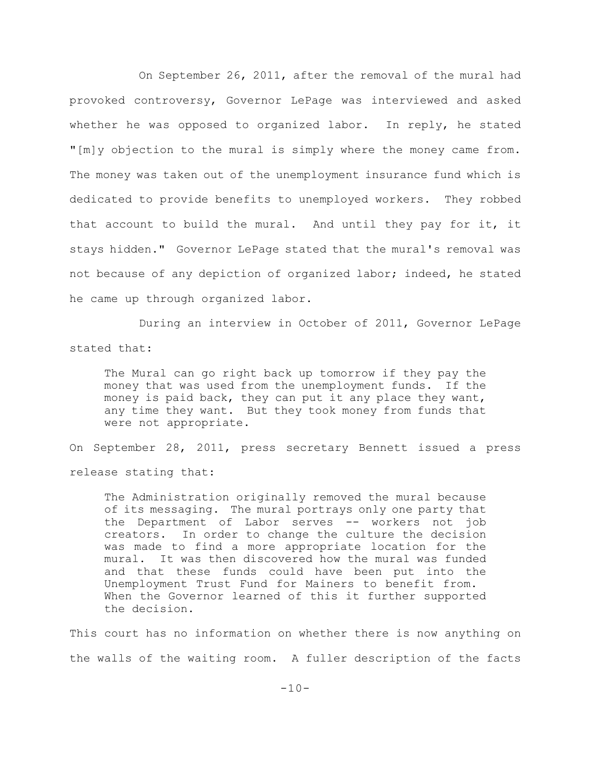On September 26, 2011, after the removal of the mural had provoked controversy, Governor LePage was interviewed and asked whether he was opposed to organized labor. In reply, he stated "[m]y objection to the mural is simply where the money came from. The money was taken out of the unemployment insurance fund which is dedicated to provide benefits to unemployed workers. They robbed that account to build the mural. And until they pay for it, it stays hidden." Governor LePage stated that the mural's removal was not because of any depiction of organized labor; indeed, he stated he came up through organized labor.

During an interview in October of 2011, Governor LePage stated that:

> The Mural can go right back up tomorrow if they pay the money that was used from the unemployment funds. If the money is paid back, they can put it any place they want, any time they want. But they took money from funds that were not appropriate.

On September 28, 2011, press secretary Bennett issued a press release stating that:

> The Administration originally removed the mural because of its messaging. The mural portrays only one party that the Department of Labor serves -- workers not job creators. In order to change the culture the decision was made to find a more appropriate location for the mural. It was then discovered how the mural was funded and that these funds could have been put into the Unemployment Trust Fund for Mainers to benefit from. When the Governor learned of this it further supported the decision.

This court has no information on whether there is now anything on the walls of the waiting room. A fuller description of the facts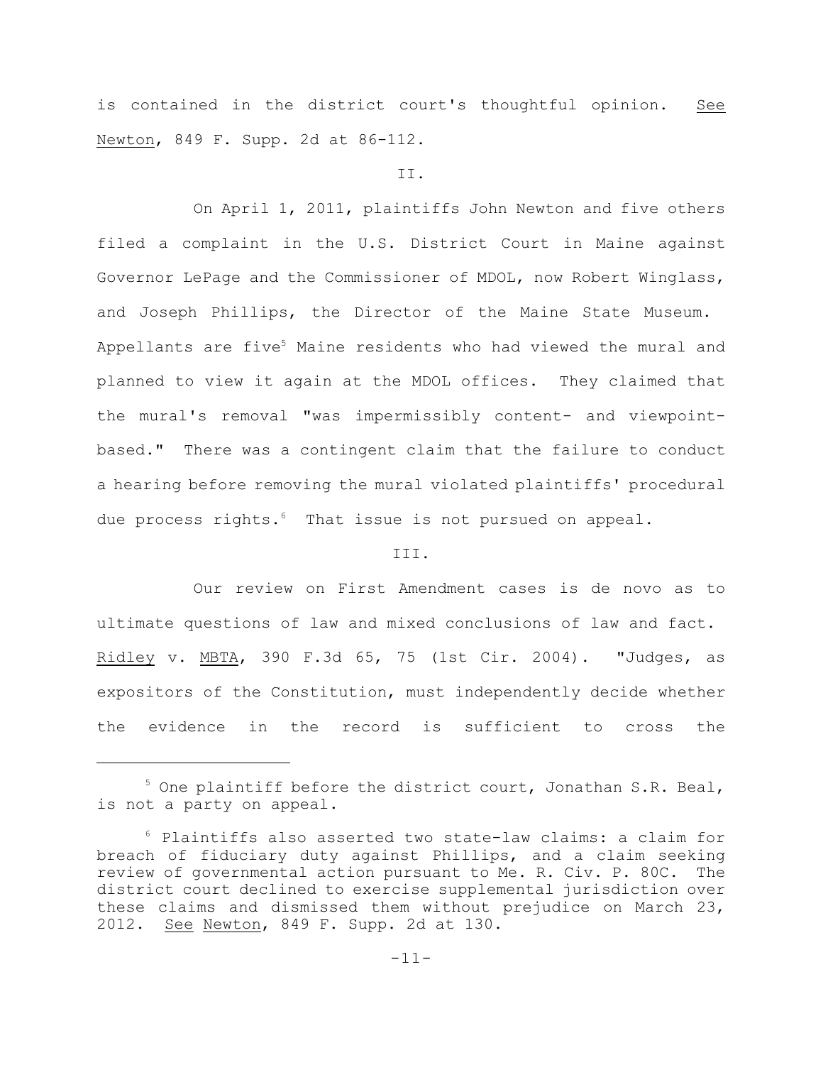is contained in the district court's thoughtful opinion. See Newton, 849 F. Supp. 2d at 86-112.

II.

On April 1, 2011, plaintiffs John Newton and five others filed a complaint in the U.S. District Court in Maine against Governor LePage and the Commissioner of MDOL, now Robert Winglass, and Joseph Phillips, the Director of the Maine State Museum. Appellants are five[5] Maine residents who had viewed the mural and planned to view it again at the MDOL offices. They claimed that the mural's removal "was impermissibly content- and viewpoint-based." There was a contingent claim that the failure to conduct a hearing before removing the mural violated plaintiffs' procedural due process rights.[6] That issue is not pursued on appeal.

III.

Our review on First Amendment cases is de novo as to ultimate questions of law and mixed conclusions of law and fact. Ridley v. MBTA, 390 F.3d 65, 75 (1st Cir. 2004). "Judges, as expositors of the Constitution, must independently decide whether the evidence in the record is sufficient to cross the

---

[5] One plaintiff before the district court, Jonathan S.R. Beal, is not a party on appeal.

[6] Plaintiffs also asserted two state-law claims: a claim for breach of fiduciary duty against Phillips, and a claim seeking review of governmental action pursuant to Me. R. Civ. P. 80C. The district court declined to exercise supplemental jurisdiction over these claims and dismissed them without prejudice on March 23, 2012. See Newton, 849 F. Supp. 2d at 130.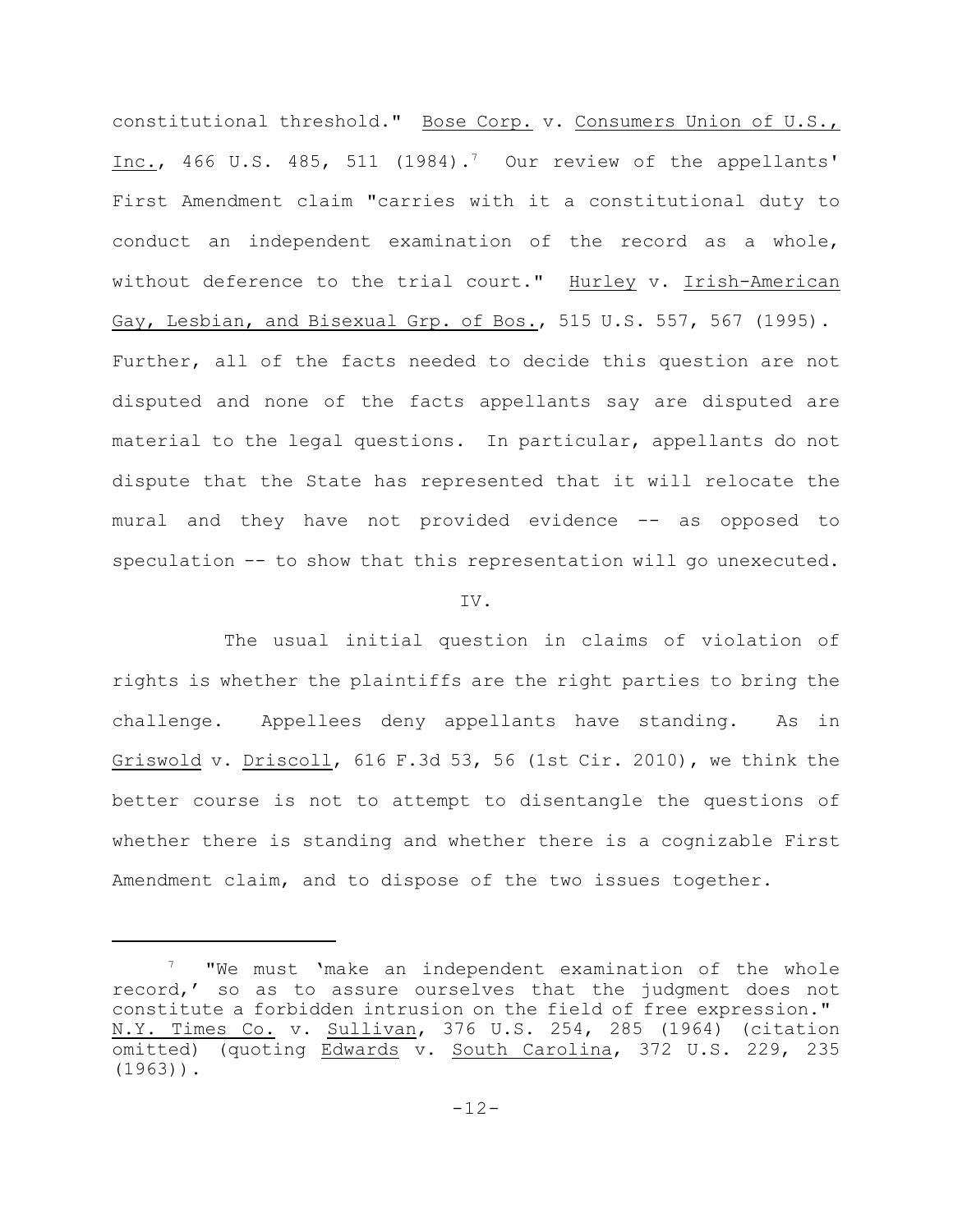constitutional threshold." Bose Corp. v. Consumers Union of U.S., Inc., 466 U.S. 485, 511 (1984).[7] Our review of the appellants' First Amendment claim "carries with it a constitutional duty to conduct an independent examination of the record as a whole, without deference to the trial court." Hurley v. Irish-American Gay, Lesbian, and Bisexual Grp. of Bos., 515 U.S. 557, 567 (1995). Further, all of the facts needed to decide this question are not disputed and none of the facts appellants say are disputed are material to the legal questions. In particular, appellants do not dispute that the State has represented that it will relocate the mural and they have not provided evidence -- as opposed to speculation -- to show that this representation will go unexecuted.

## IV.

The usual initial question in claims of violation of rights is whether the plaintiffs are the right parties to bring the challenge. Appellees deny appellants have standing. As in Griswold v. Driscoll, 616 F.3d 53, 56 (1st Cir. 2010), we think the better course is not to attempt to disentangle the questions of whether there is standing and whether there is a cognizable First Amendment claim, and to dispose of the two issues together.

---

[7] "We must 'make an independent examination of the whole record,' so as to assure ourselves that the judgment does not constitute a forbidden intrusion on the field of free expression." N.Y. Times Co. v. Sullivan, 376 U.S. 254, 285 (1964) (citation omitted) (quoting Edwards v. South Carolina, 372 U.S. 229, 235 (1963)).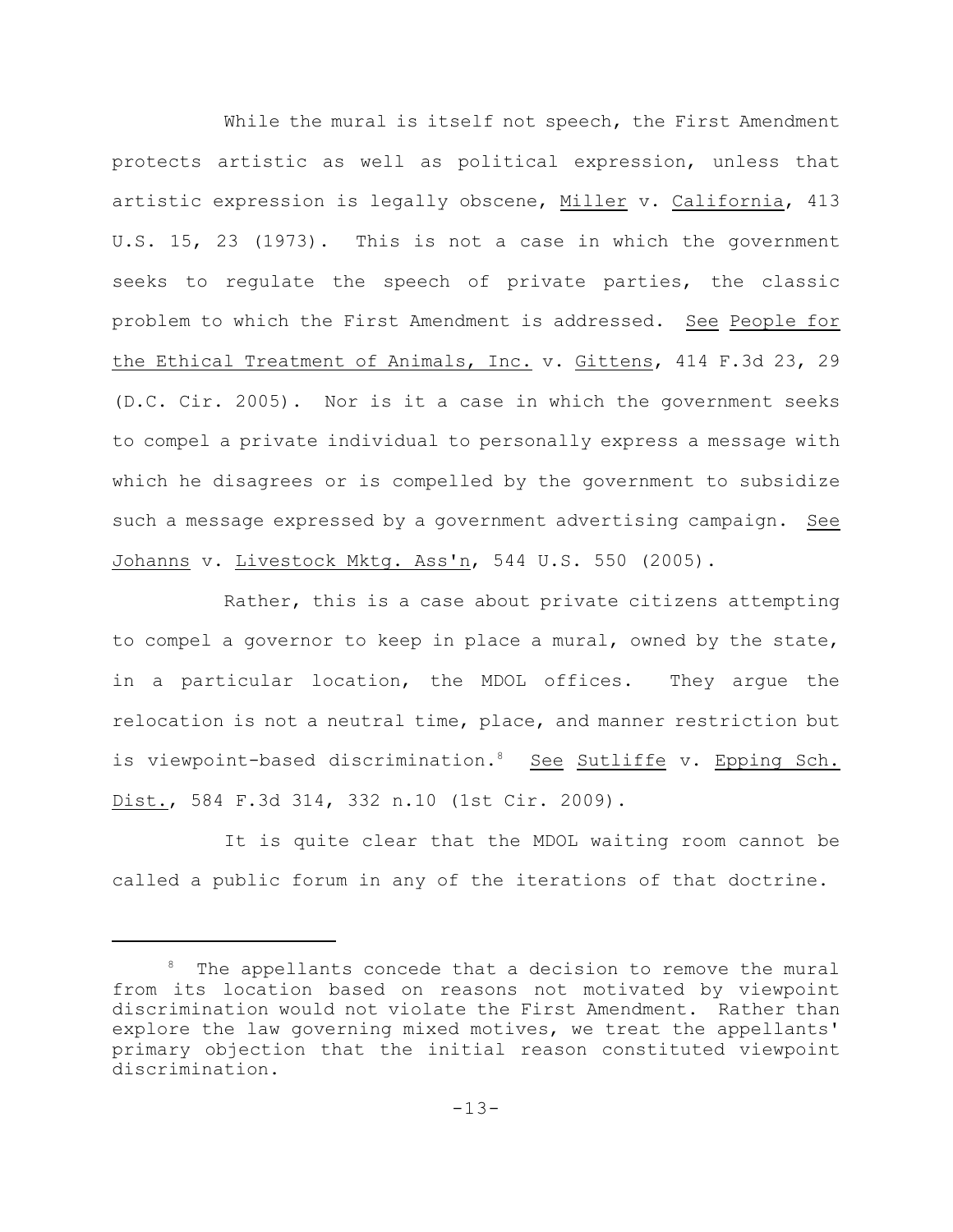While the mural is itself not speech, the First Amendment protects artistic as well as political expression, unless that artistic expression is legally obscene, Miller v. California, 413 U.S. 15, 23 (1973). This is not a case in which the government seeks to regulate the speech of private parties, the classic problem to which the First Amendment is addressed. See People for the Ethical Treatment of Animals, Inc. v. Gittens, 414 F.3d 23, 29 (D.C. Cir. 2005). Nor is it a case in which the government seeks to compel a private individual to personally express a message with which he disagrees or is compelled by the government to subsidize such a message expressed by a government advertising campaign. See Johanns v. Livestock Mktg. Ass'n, 544 U.S. 550 (2005).

Rather, this is a case about private citizens attempting to compel a governor to keep in place a mural, owned by the state, in a particular location, the MDOL offices. They argue the relocation is not a neutral time, place, and manner restriction but is viewpoint-based discrimination.[8] See Sutliffe v. Epping Sch. Dist., 584 F.3d 314, 332 n.10 (1st Cir. 2009).

It is quite clear that the MDOL waiting room cannot be called a public forum in any of the iterations of that doctrine.

---

[8] The appellants concede that a decision to remove the mural from its location based on reasons not motivated by viewpoint discrimination would not violate the First Amendment. Rather than explore the law governing mixed motives, we treat the appellants' primary objection that the initial reason constituted viewpoint discrimination.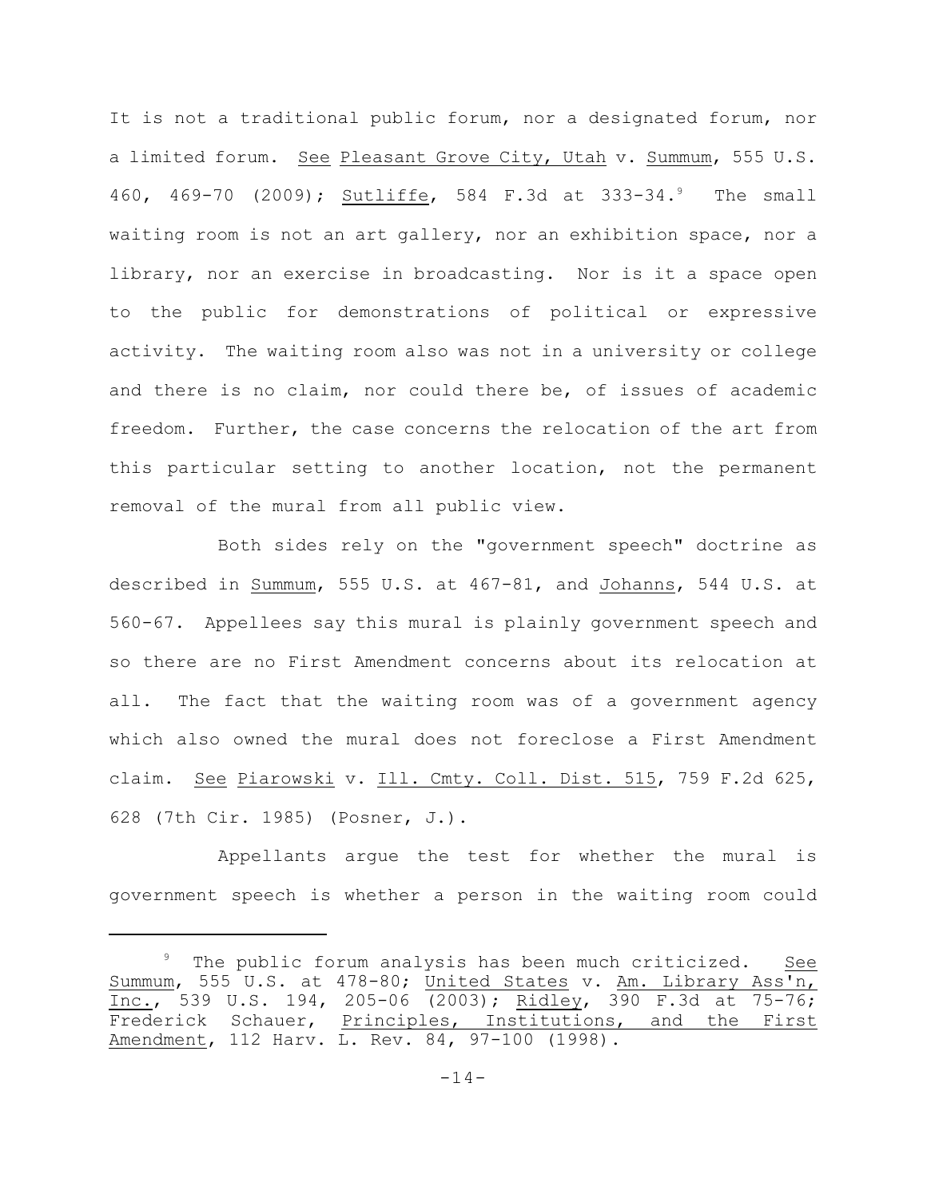It is not a traditional public forum, nor a designated forum, nor a limited forum. See Pleasant Grove City, Utah v. Summum, 555 U.S. 460, 469-70 (2009); Sutliffe, 584 F.3d at 333-34.[9] The small waiting room is not an art gallery, nor an exhibition space, nor a library, nor an exercise in broadcasting. Nor is it a space open to the public for demonstrations of political or expressive activity. The waiting room also was not in a university or college and there is no claim, nor could there be, of issues of academic freedom. Further, the case concerns the relocation of the art from this particular setting to another location, not the permanent removal of the mural from all public view.

Both sides rely on the "government speech" doctrine as described in Summum, 555 U.S. at 467-81, and Johanns, 544 U.S. at 560-67. Appellees say this mural is plainly government speech and so there are no First Amendment concerns about its relocation at all. The fact that the waiting room was of a government agency which also owned the mural does not foreclose a First Amendment claim. See Piarowski v. Ill. Cmty. Coll. Dist. 515, 759 F.2d 625, 628 (7th Cir. 1985) (Posner, J.).

Appellants argue the test for whether the mural is government speech is whether a person in the waiting room could

---

[9] The public forum analysis has been much criticized. See Summum, 555 U.S. at 478-80; United States v. Am. Library Ass'n, Inc., 539 U.S. 194, 205-06 (2003); Ridley, 390 F.3d at 75-76; Frederick Schauer, Principles, Institutions, and the First Amendment, 112 Harv. L. Rev. 84, 97-100 (1998).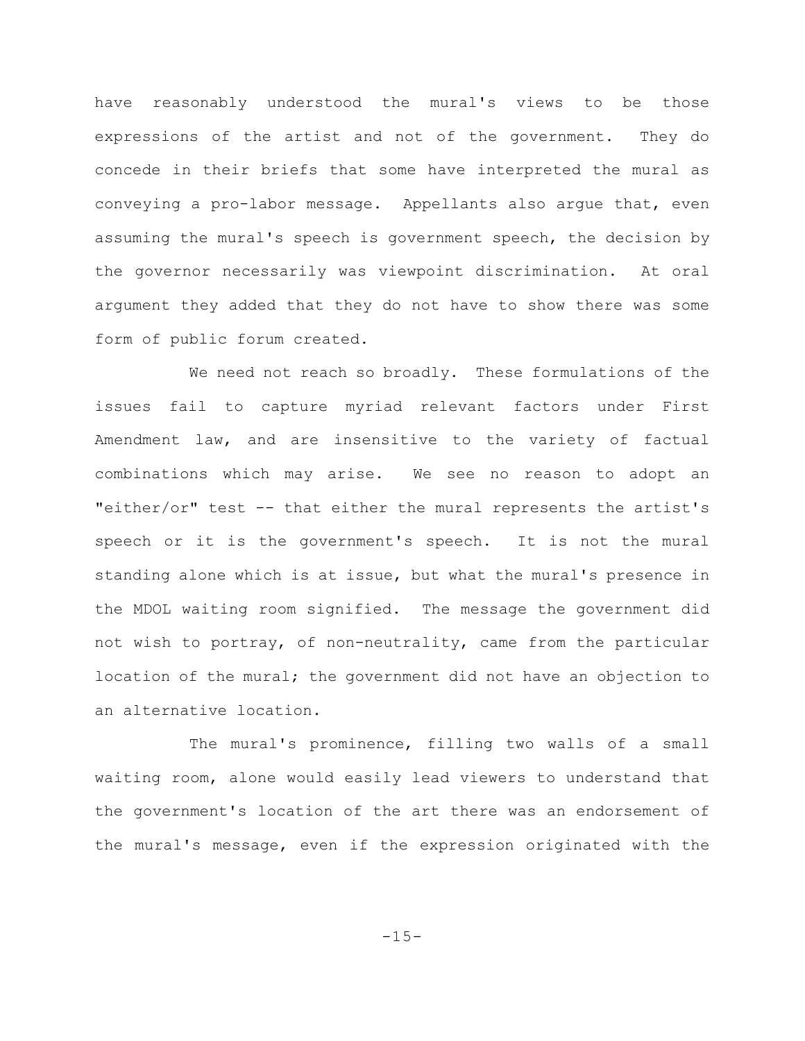have reasonably understood the mural's views to be those expressions of the artist and not of the government. They do concede in their briefs that some have interpreted the mural as conveying a pro-labor message. Appellants also argue that, even assuming the mural's speech is government speech, the decision by the governor necessarily was viewpoint discrimination. At oral argument they added that they do not have to show there was some form of public forum created.

We need not reach so broadly. These formulations of the issues fail to capture myriad relevant factors under First Amendment law, and are insensitive to the variety of factual combinations which may arise. We see no reason to adopt an "either/or" test -- that either the mural represents the artist's speech or it is the government's speech. It is not the mural standing alone which is at issue, but what the mural's presence in the MDOL waiting room signified. The message the government did not wish to portray, of non-neutrality, came from the particular location of the mural; the government did not have an objection to an alternative location.

The mural's prominence, filling two walls of a small waiting room, alone would easily lead viewers to understand that the government's location of the art there was an endorsement of the mural's message, even if the expression originated with the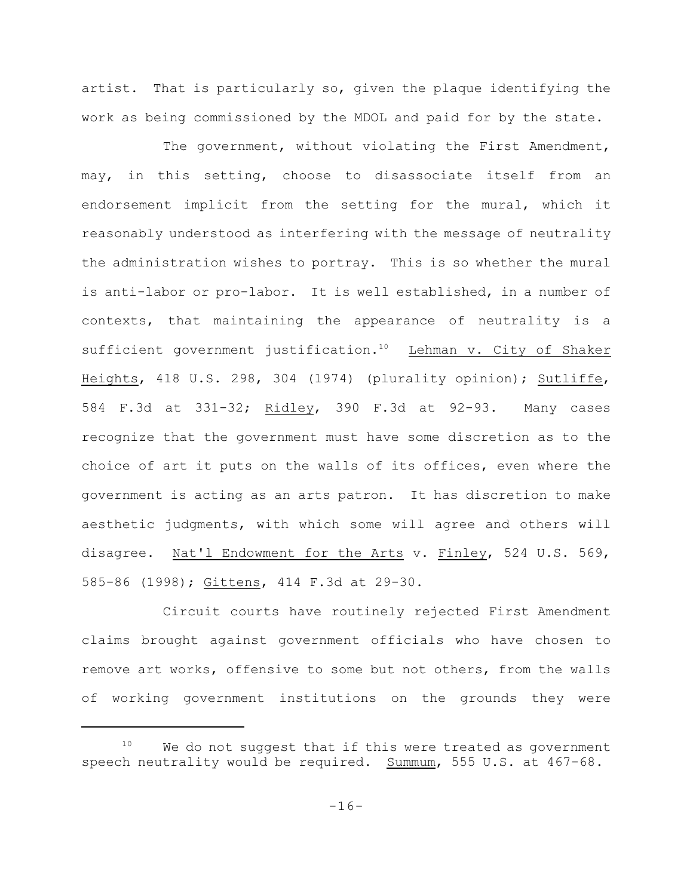artist. That is particularly so, given the plaque identifying the work as being commissioned by the MDOL and paid for by the state.

The government, without violating the First Amendment, may, in this setting, choose to disassociate itself from an endorsement implicit from the setting for the mural, which it reasonably understood as interfering with the message of neutrality the administration wishes to portray. This is so whether the mural is anti-labor or pro-labor. It is well established, in a number of contexts, that maintaining the appearance of neutrality is a sufficient government justification.[10] Lehman v. City of Shaker Heights, 418 U.S. 298, 304 (1974) (plurality opinion); Sutliffe, 584 F.3d at 331-32; Ridley, 390 F.3d at 92-93. Many cases recognize that the government must have some discretion as to the choice of art it puts on the walls of its offices, even where the government is acting as an arts patron. It has discretion to make aesthetic judgments, with which some will agree and others will disagree. Nat'l Endowment for the Arts v. Finley, 524 U.S. 569, 585-86 (1998); Gittens, 414 F.3d at 29-30.

Circuit courts have routinely rejected First Amendment claims brought against government officials who have chosen to remove art works, offensive to some but not others, from the walls of working government institutions on the grounds they were

---

[10] We do not suggest that if this were treated as government speech neutrality would be required. Summum, 555 U.S. at 467-68.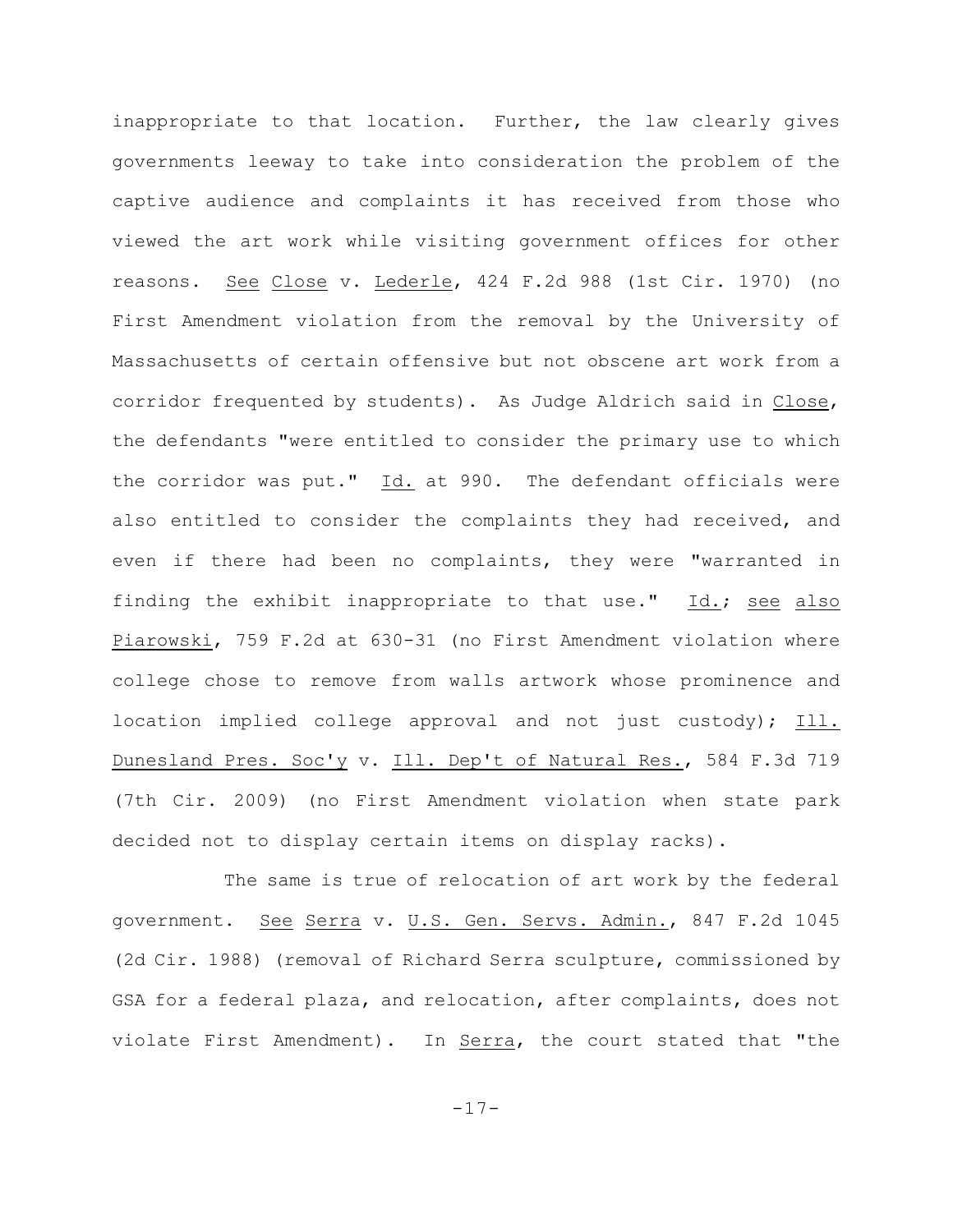inappropriate to that location. Further, the law clearly gives governments leeway to take into consideration the problem of the captive audience and complaints it has received from those who viewed the art work while visiting government offices for other reasons. See Close v. Lederle, 424 F.2d 988 (1st Cir. 1970) (no First Amendment violation from the removal by the University of Massachusetts of certain offensive but not obscene art work from a corridor frequented by students). As Judge Aldrich said in Close, the defendants "were entitled to consider the primary use to which the corridor was put." Id. at 990. The defendant officials were also entitled to consider the complaints they had received, and even if there had been no complaints, they were "warranted in finding the exhibit inappropriate to that use." Id.; see also Piarowski, 759 F.2d at 630-31 (no First Amendment violation where college chose to remove from walls artwork whose prominence and location implied college approval and not just custody); Ill. Dunesland Pres. Soc'y v. Ill. Dep't of Natural Res., 584 F.3d 719 (7th Cir. 2009) (no First Amendment violation when state park decided not to display certain items on display racks).

The same is true of relocation of art work by the federal government. See Serra v. U.S. Gen. Servs. Admin., 847 F.2d 1045 (2d Cir. 1988) (removal of Richard Serra sculpture, commissioned by GSA for a federal plaza, and relocation, after complaints, does not violate First Amendment). In Serra, the court stated that "the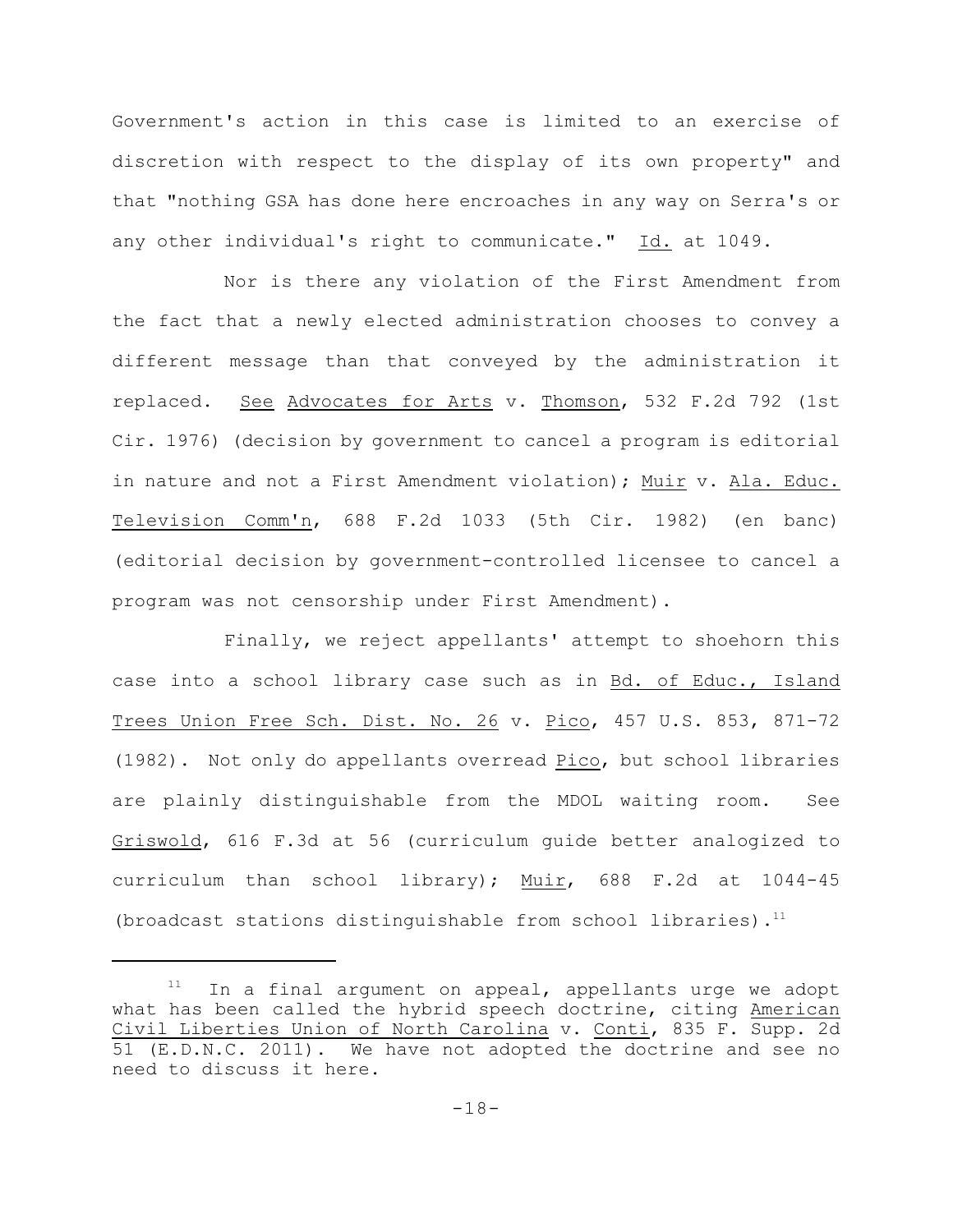Government's action in this case is limited to an exercise of discretion with respect to the display of its own property" and that "nothing GSA has done here encroaches in any way on Serra's or any other individual's right to communicate." Id. at 1049.

Nor is there any violation of the First Amendment from the fact that a newly elected administration chooses to convey a different message than that conveyed by the administration it replaced. See Advocates for Arts v. Thomson, 532 F.2d 792 (1st Cir. 1976) (decision by government to cancel a program is editorial in nature and not a First Amendment violation); Muir v. Ala. Educ. Television Comm'n, 688 F.2d 1033 (5th Cir. 1982) (en banc) (editorial decision by government-controlled licensee to cancel a program was not censorship under First Amendment).

Finally, we reject appellants' attempt to shoehorn this case into a school library case such as in Bd. of Educ., Island Trees Union Free Sch. Dist. No. 26 v. Pico, 457 U.S. 853, 871-72 (1982). Not only do appellants overread Pico, but school libraries are plainly distinguishable from the MDOL waiting room. See Griswold, 616 F.3d at 56 (curriculum guide better analogized to curriculum than school library); Muir, 688 F.2d at 1044-45 (broadcast stations distinguishable from school libraries).[11]

---

[11] In a final argument on appeal, appellants urge we adopt what has been called the hybrid speech doctrine, citing American Civil Liberties Union of North Carolina v. Conti, 835 F. Supp. 2d 51 (E.D.N.C. 2011). We have not adopted the doctrine and see no need to discuss it here.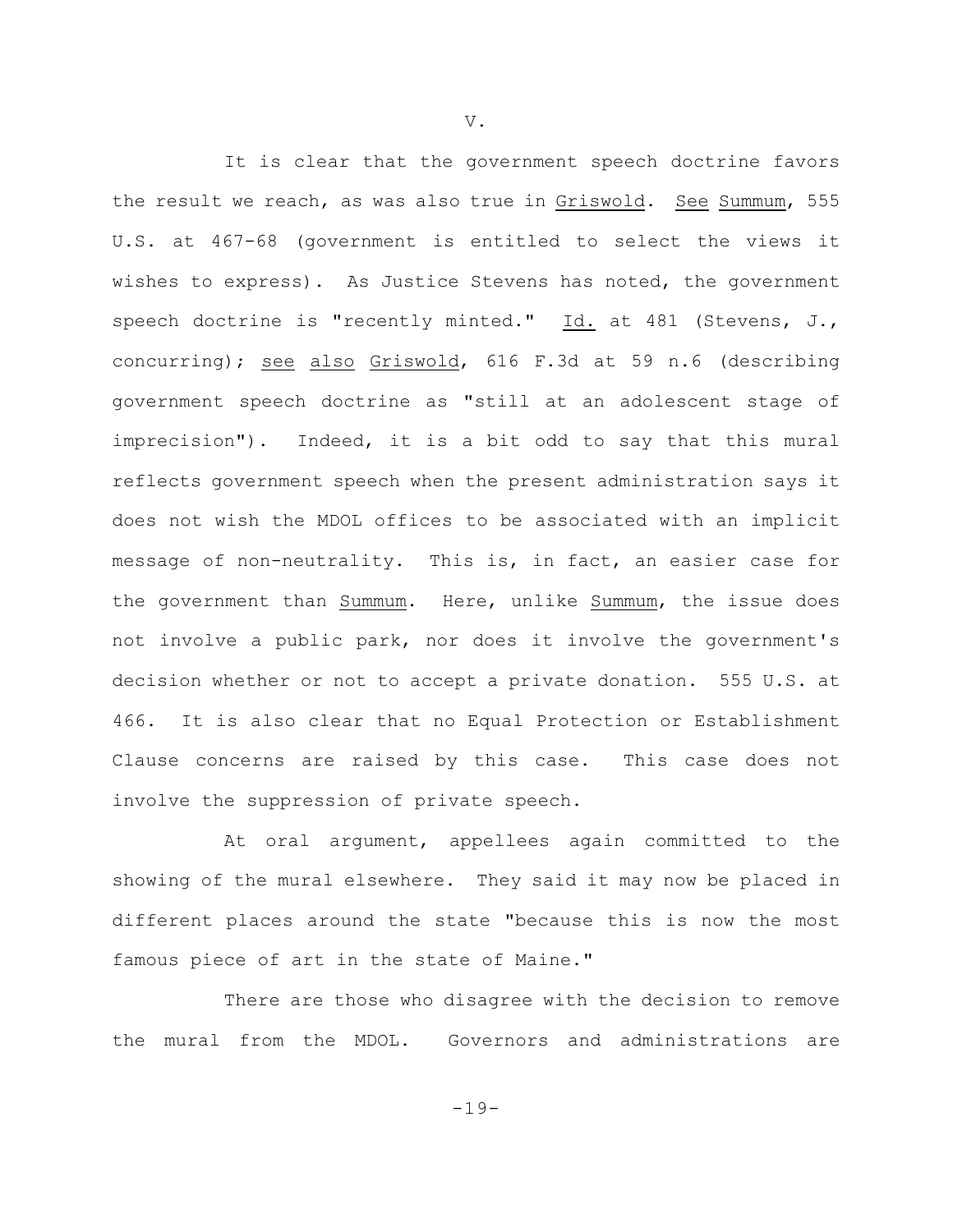V.

It is clear that the government speech doctrine favors the result we reach, as was also true in Griswold. See Summum, 555 U.S. at 467-68 (government is entitled to select the views it wishes to express). As Justice Stevens has noted, the government speech doctrine is "recently minted." Id. at 481 (Stevens, J., concurring); see also Griswold, 616 F.3d at 59 n.6 (describing government speech doctrine as "still at an adolescent stage of imprecision"). Indeed, it is a bit odd to say that this mural reflects government speech when the present administration says it does not wish the MDOL offices to be associated with an implicit message of non-neutrality. This is, in fact, an easier case for the government than Summum. Here, unlike Summum, the issue does not involve a public park, nor does it involve the government's decision whether or not to accept a private donation. 555 U.S. at 466. It is also clear that no Equal Protection or Establishment Clause concerns are raised by this case. This case does not involve the suppression of private speech.

At oral argument, appellees again committed to the showing of the mural elsewhere. They said it may now be placed in different places around the state "because this is now the most famous piece of art in the state of Maine."

There are those who disagree with the decision to remove the mural from the MDOL. Governors and administrations are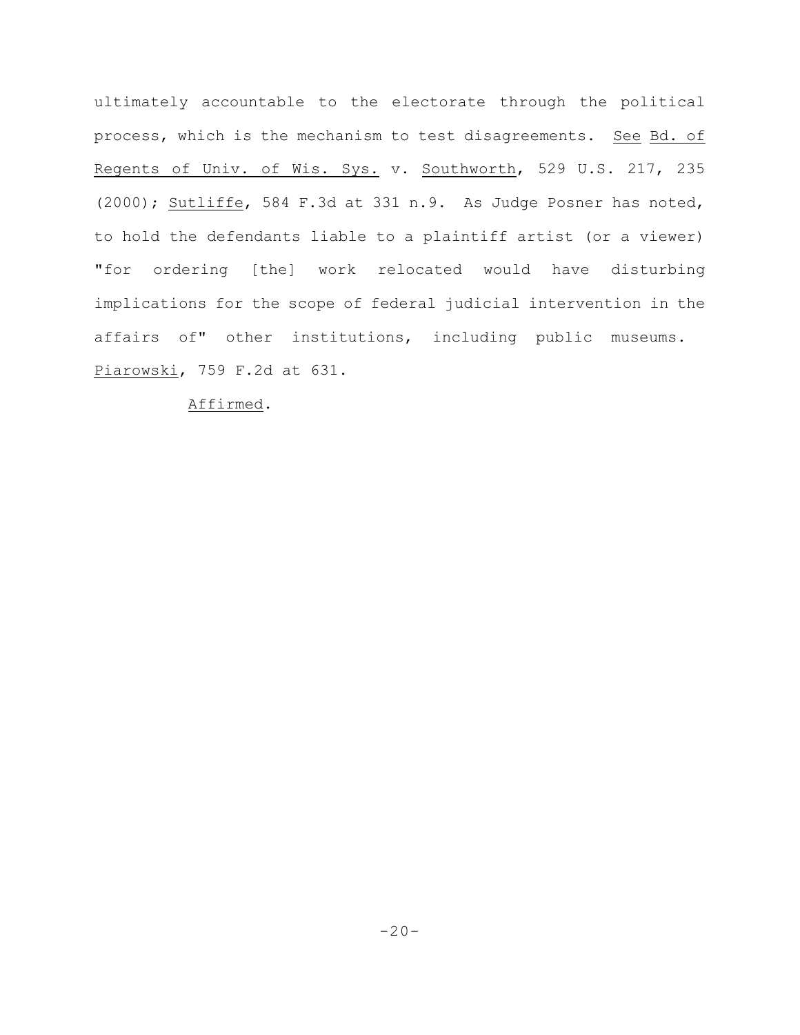ultimately accountable to the electorate through the political process, which is the mechanism to test disagreements. See Bd. of Regents of Univ. of Wis. Sys. v. Southworth, 529 U.S. 217, 235 (2000); Sutliffe, 584 F.3d at 331 n.9. As Judge Posner has noted, to hold the defendants liable to a plaintiff artist (or a viewer) "for ordering [the] work relocated would have disturbing implications for the scope of federal judicial intervention in the affairs of" other institutions, including public museums. Piarowski, 759 F.2d at 631.

Affirmed.